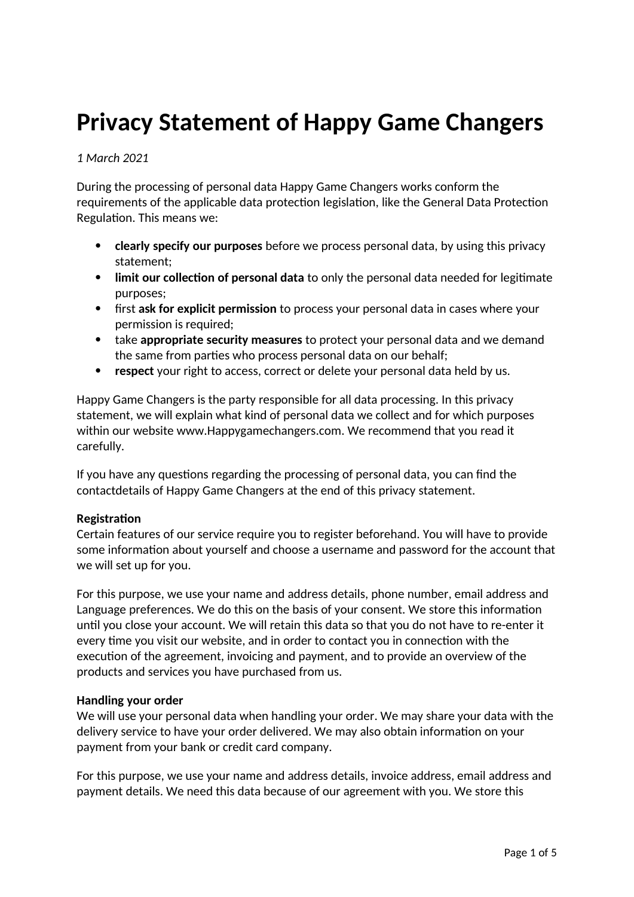# Privacy Statement of Happy Game Changers

*1 March 2021*

During the processing of personal data Happy Game Changers works conform the requirements of the applicable data protection legislation, like the General Data Protection Regulation. This means we:

- **clearly specify our purposes** before we process personal data, by using this privacy statement;
- **limit our collection of personal data** to only the personal data needed for legitimate purposes;
- first **ask for explicit permission** to process your personal data in cases where your permission is required;
- take **appropriate security measures** to protect your personal data and we demand the same from parties who process personal data on our behalf;
- **respect** your right to access, correct or delete your personal data held by us.

Happy Game Changers is the party responsible for all data processing. In this privacy statement, we will explain what kind of personal data we collect and for which purposes within our website www.Happygamechangers.com. We recommend that you read it carefully.

If you have any questions regarding the processing of personal data, you can find the contactdetails of Happy Game Changers at the end of this privacy statement.

**Registration**
Certain features of our service require you to register beforehand. You will have to provide some information about yourself and choose a username and password for the account that we will set up for you.

For this purpose, we use your name and address details, phone number, email address and Language preferences. We do this on the basis of your consent. We store this information until you close your account. We will retain this data so that you do not have to re-enter it every time you visit our website, and in order to contact you in connection with the execution of the agreement, invoicing and payment, and to provide an overview of the products and services you have purchased from us.

**Handling your order**
We will use your personal data when handling your order. We may share your data with the delivery service to have your order delivered. We may also obtain information on your payment from your bank or credit card company.

For this purpose, we use your name and address details, invoice address, email address and payment details. We need this data because of our agreement with you. We store this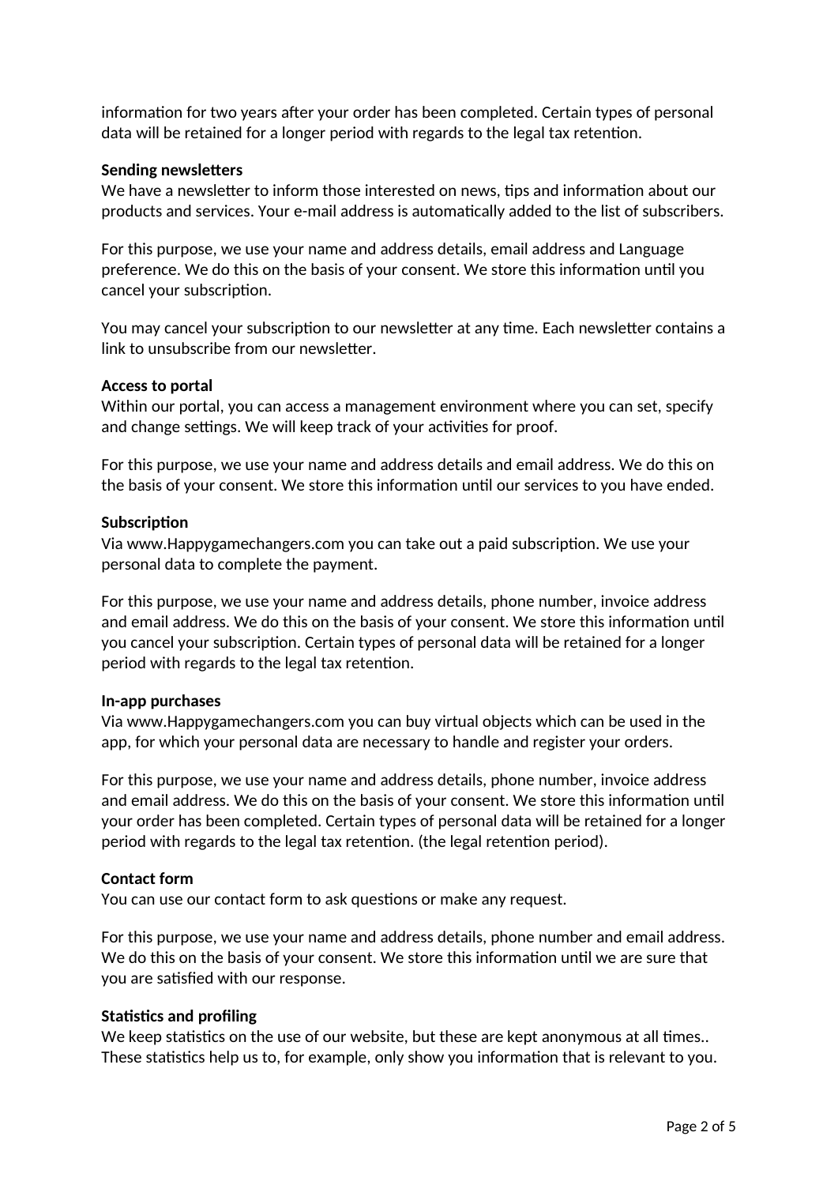information for two years after your order has been completed. Certain types of personal data will be retained for a longer period with regards to the legal tax retention.

**Sending newsletters**
We have a newsletter to inform those interested on news, tips and information about our products and services. Your e-mail address is automatically added to the list of subscribers.

For this purpose, we use your name and address details, email address and Language preference. We do this on the basis of your consent. We store this information until you cancel your subscription.

You may cancel your subscription to our newsletter at any time. Each newsletter contains a link to unsubscribe from our newsletter.

**Access to portal**
Within our portal, you can access a management environment where you can set, specify and change settings. We will keep track of your activities for proof.

For this purpose, we use your name and address details and email address. We do this on the basis of your consent. We store this information until our services to you have ended.

**Subscription**
Via www.Happygamechangers.com you can take out a paid subscription. We use your personal data to complete the payment.

For this purpose, we use your name and address details, phone number, invoice address and email address. We do this on the basis of your consent. We store this information until you cancel your subscription. Certain types of personal data will be retained for a longer period with regards to the legal tax retention.

**In-app purchases**
Via www.Happygamechangers.com you can buy virtual objects which can be used in the app, for which your personal data are necessary to handle and register your orders.

For this purpose, we use your name and address details, phone number, invoice address and email address. We do this on the basis of your consent. We store this information until your order has been completed. Certain types of personal data will be retained for a longer period with regards to the legal tax retention. (the legal retention period).

**Contact form**
You can use our contact form to ask questions or make any request.

For this purpose, we use your name and address details, phone number and email address. We do this on the basis of your consent. We store this information until we are sure that you are satisfied with our response.

**Statistics and profiling**
We keep statistics on the use of our website, but these are kept anonymous at all times.. These statistics help us to, for example, only show you information that is relevant to you.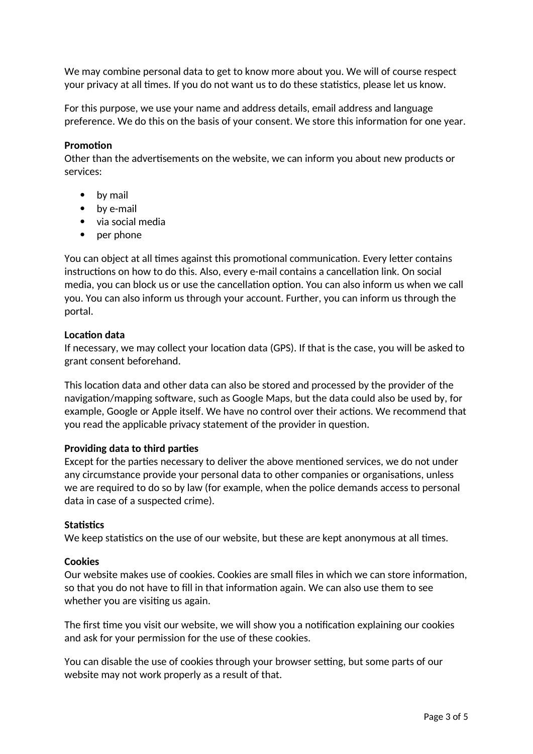We may combine personal data to get to know more about you. We will of course respect your privacy at all times. If you do not want us to do these statistics, please let us know.

For this purpose, we use your name and address details, email address and language preference. We do this on the basis of your consent. We store this information for one year.

**Promotion**
Other than the advertisements on the website, we can inform you about new products or services:

- by mail
- by e-mail
- via social media
- per phone

You can object at all times against this promotional communication. Every letter contains instructions on how to do this. Also, every e-mail contains a cancellation link. On social media, you can block us or use the cancellation option. You can also inform us when we call you. You can also inform us through your account. Further, you can inform us through the portal.

**Location data**
If necessary, we may collect your location data (GPS). If that is the case, you will be asked to grant consent beforehand.

This location data and other data can also be stored and processed by the provider of the navigation/mapping software, such as Google Maps, but the data could also be used by, for example, Google or Apple itself. We have no control over their actions. We recommend that you read the applicable privacy statement of the provider in question.

**Providing data to third parties**
Except for the parties necessary to deliver the above mentioned services, we do not under any circumstance provide your personal data to other companies or organisations, unless we are required to do so by law (for example, when the police demands access to personal data in case of a suspected crime).

**Statistics**
We keep statistics on the use of our website, but these are kept anonymous at all times.

**Cookies**
Our website makes use of cookies. Cookies are small files in which we can store information, so that you do not have to fill in that information again. We can also use them to see whether you are visiting us again.

The first time you visit our website, we will show you a notification explaining our cookies and ask for your permission for the use of these cookies.

You can disable the use of cookies through your browser setting, but some parts of our website may not work properly as a result of that.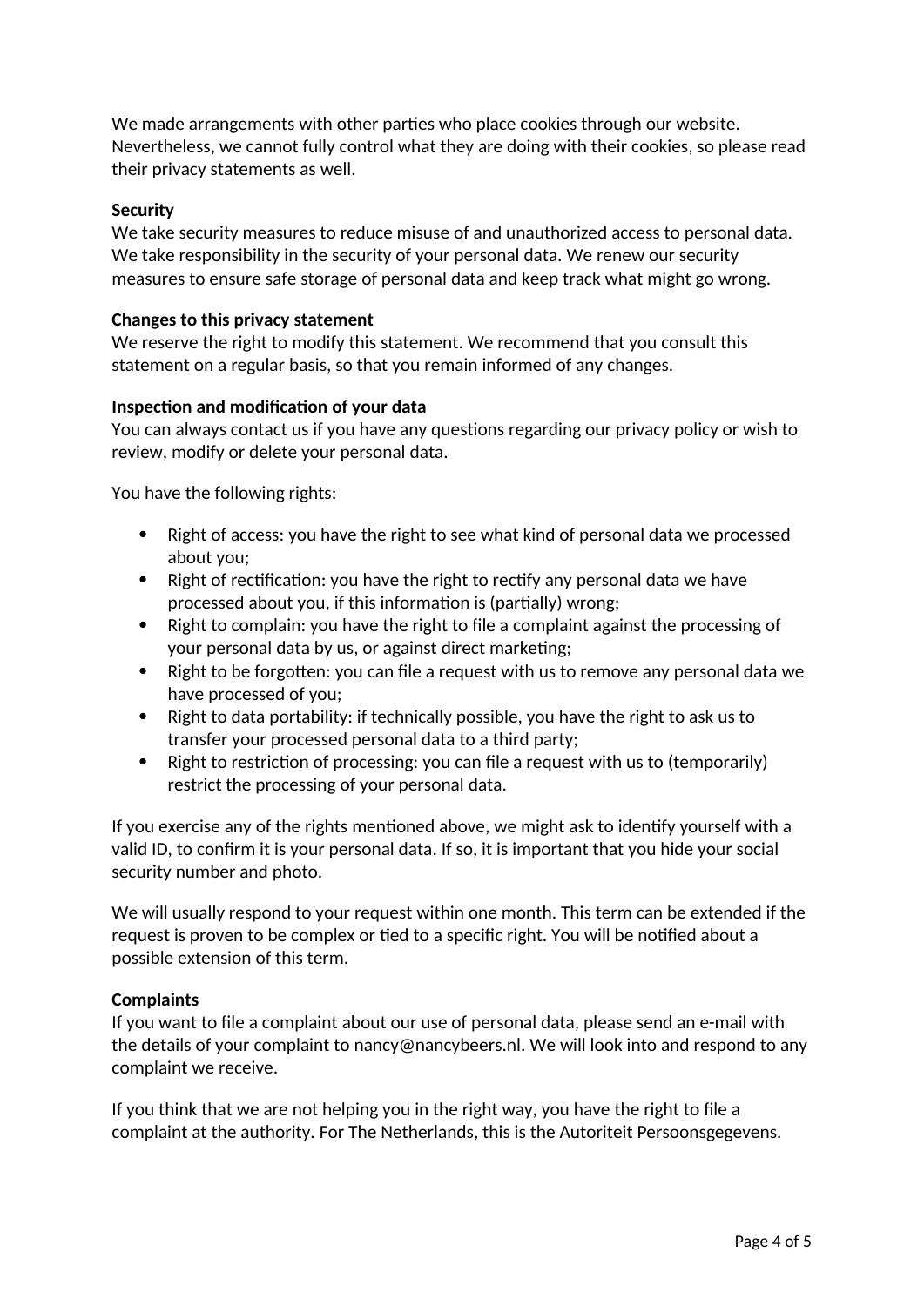We made arrangements with other parties who place cookies through our website. Nevertheless, we cannot fully control what they are doing with their cookies, so please read their privacy statements as well.

**Security**

We take security measures to reduce misuse of and unauthorized access to personal data. We take responsibility in the security of your personal data. We renew our security measures to ensure safe storage of personal data and keep track what might go wrong.

**Changes to this privacy statement**

We reserve the right to modify this statement. We recommend that you consult this statement on a regular basis, so that you remain informed of any changes.

**Inspection and modification of your data**

You can always contact us if you have any questions regarding our privacy policy or wish to review, modify or delete your personal data.

You have the following rights:

- Right of access: you have the right to see what kind of personal data we processed about you;
- Right of rectification: you have the right to rectify any personal data we have processed about you, if this information is (partially) wrong;
- Right to complain: you have the right to file a complaint against the processing of your personal data by us, or against direct marketing;
- Right to be forgotten: you can file a request with us to remove any personal data we have processed of you;
- Right to data portability: if technically possible, you have the right to ask us to transfer your processed personal data to a third party;
- Right to restriction of processing: you can file a request with us to (temporarily) restrict the processing of your personal data.

If you exercise any of the rights mentioned above, we might ask to identify yourself with a valid ID, to confirm it is your personal data. If so, it is important that you hide your social security number and photo.

We will usually respond to your request within one month. This term can be extended if the request is proven to be complex or tied to a specific right. You will be notified about a possible extension of this term.

**Complaints**

If you want to file a complaint about our use of personal data, please send an e-mail with the details of your complaint to nancy@nancybeers.nl. We will look into and respond to any complaint we receive.

If you think that we are not helping you in the right way, you have the right to file a complaint at the authority. For The Netherlands, this is the Autoriteit Persoonsgegevens.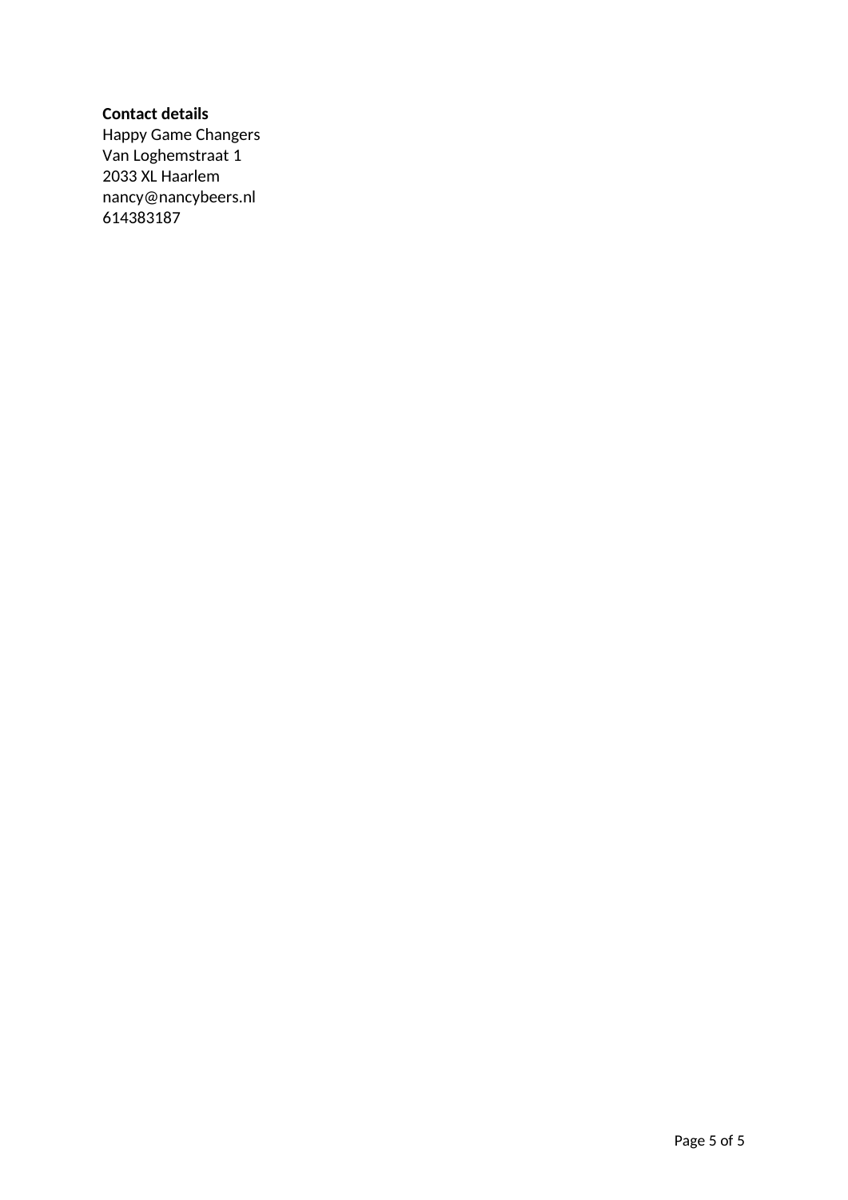**Contact details**
Happy Game Changers
Van Loghemstraat 1
2033 XL Haarlem
nancy@nancybeers.nl
614383187